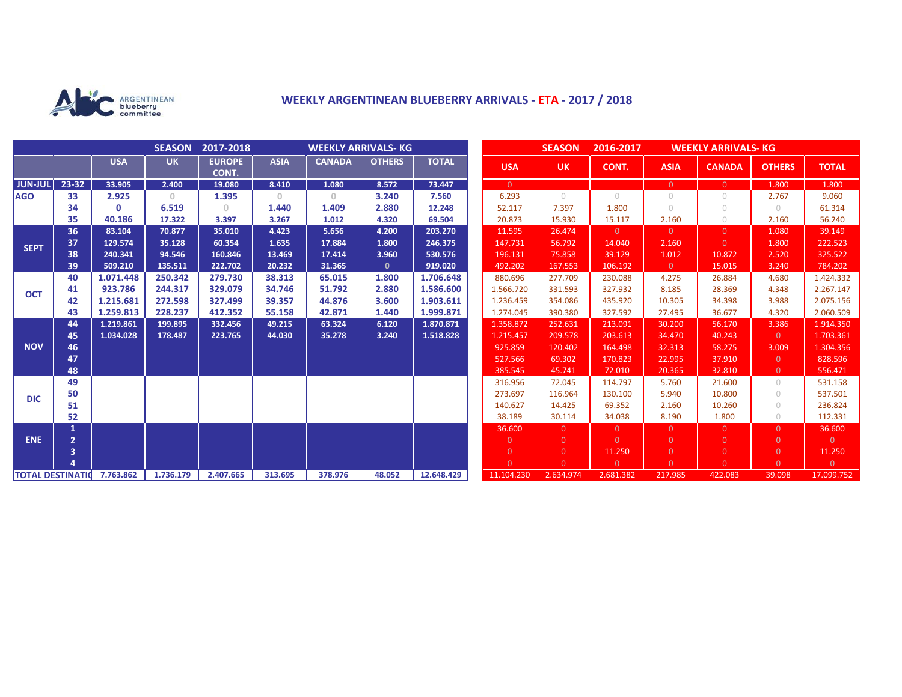ARGENTINEAN blueberry committee

# WEEKLY ARGENTINEAN BLUEBERRY ARRIVALS - ETA - 2017 / 2018

| | | SEASON 2017-2018 WEEKLY ARRIVALS- KG | | | | | | |
|---|---|---|---|---|---|---|---|---|
| | | USA | UK | EUROPE CONT. | ASIA | CANADA | OTHERS | TOTAL |
| JUN-JUL | 23-32 | 33.905 | 2.400 | 19.080 | 8.410 | 1.080 | 8.572 | 73.447 |
| AGO | 33 | 2.925 | 0 | 1.395 | 0 | 0 | 3.240 | 7.560 |
| | 34 | 0 | 6.519 | 0 | 1.440 | 1.409 | 2.880 | 12.248 |
| | 35 | 40.186 | 17.322 | 3.397 | 3.267 | 1.012 | 4.320 | 69.504 |
| SEPT | 36 | 83.104 | 70.877 | 35.010 | 4.423 | 5.656 | 4.200 | 203.270 |
| | 37 | 129.574 | 35.128 | 60.354 | 1.635 | 17.884 | 1.800 | 246.375 |
| | 38 | 240.341 | 94.546 | 160.846 | 13.469 | 17.414 | 3.960 | 530.576 |
| | 39 | 509.210 | 135.511 | 222.702 | 20.232 | 31.365 | 0 | 919.020 |
| OCT | 40 | 1.071.448 | 250.342 | 279.730 | 38.313 | 65.015 | 1.800 | 1.706.648 |
| | 41 | 923.786 | 244.317 | 329.079 | 34.746 | 51.792 | 2.880 | 1.586.600 |
| | 42 | 1.215.681 | 272.598 | 327.499 | 39.357 | 44.876 | 3.600 | 1.903.611 |
| | 43 | 1.259.813 | 228.237 | 412.352 | 55.158 | 42.871 | 1.440 | 1.999.871 |
| NOV | 44 | 1.219.861 | 199.895 | 332.456 | 49.215 | 63.324 | 6.120 | 1.870.871 |
| | 45 | 1.034.028 | 178.487 | 223.765 | 44.030 | 35.278 | 3.240 | 1.518.828 |
| | 46 | | | | | | | |
| | 47 | | | | | | | |
| | 48 | | | | | | | |
| DIC | 49 | | | | | | | |
| | 50 | | | | | | | |
| | 51 | | | | | | | |
| | 52 | | | | | | | |
| ENE | 1 | | | | | | | |
| | 2 | | | | | | | |
| | 3 | | | | | | | |
| | 4 | | | | | | | |
| TOTAL DESTINATIO | | 7.763.862 | 1.736.179 | 2.407.665 | 313.695 | 378.976 | 48.052 | 12.648.429 |

| SEASON 2016-2017 WEEKLY ARRIVALS- KG | | | | | | |
|---|---|---|---|---|---|---|
| USA | UK | CONT. | ASIA | CANADA | OTHERS | TOTAL |
| 0 | | | 0 | 0 | 1.800 | 1.800 |
| 6.293 | 0 | 0 | 0 | 0 | 2.767 | 9.060 |
| 52.117 | 7.397 | 1.800 | 0 | 0 | 0 | 61.314 |
| 20.873 | 15.930 | 15.117 | 2.160 | 0 | 2.160 | 56.240 |
| 11.595 | 26.474 | 0 | 0 | 0 | 1.080 | 39.149 |
| 147.731 | 56.792 | 14.040 | 2.160 | 0 | 1.800 | 222.523 |
| 196.131 | 75.858 | 39.129 | 1.012 | 10.872 | 2.520 | 325.522 |
| 492.202 | 167.553 | 106.192 | 0 | 15.015 | 3.240 | 784.202 |
| 880.696 | 277.709 | 230.088 | 4.275 | 26.884 | 4.680 | 1.424.332 |
| 1.566.720 | 331.593 | 327.932 | 8.185 | 28.369 | 4.348 | 2.267.147 |
| 1.236.459 | 354.086 | 435.920 | 10.305 | 34.398 | 3.988 | 2.075.156 |
| 1.274.045 | 390.380 | 327.592 | 27.495 | 36.677 | 4.320 | 2.060.509 |
| 1.358.872 | 252.631 | 213.091 | 30.200 | 56.170 | 3.386 | 1.914.350 |
| 1.215.457 | 209.578 | 203.613 | 34.470 | 40.243 | 0 | 1.703.361 |
| 925.859 | 120.402 | 164.498 | 32.313 | 58.275 | 3.009 | 1.304.356 |
| 527.566 | 69.302 | 170.823 | 22.995 | 37.910 | 0 | 828.596 |
| 385.545 | 45.741 | 72.010 | 20.365 | 32.810 | 0 | 556.471 |
| 316.956 | 72.045 | 114.797 | 5.760 | 21.600 | 0 | 531.158 |
| 273.697 | 116.964 | 130.100 | 5.940 | 10.800 | 0 | 537.501 |
| 140.627 | 14.425 | 69.352 | 2.160 | 10.260 | 0 | 236.824 |
| 38.189 | 30.114 | 34.038 | 8.190 | 1.800 | 0 | 112.331 |
| 36.600 | 0 | 0 | 0 | 0 | 0 | 36.600 |
| 0 | 0 | 0 | 0 | 0 | 0 | 0 |
| 0 | 0 | 11.250 | 0 | 0 | 0 | 11.250 |
| 0 | 0 | 0 | 0 | 0 | 0 | 0 |
| 11.104.230 | 2.634.974 | 2.681.382 | 217.985 | 422.083 | 39.098 | 17.099.752 |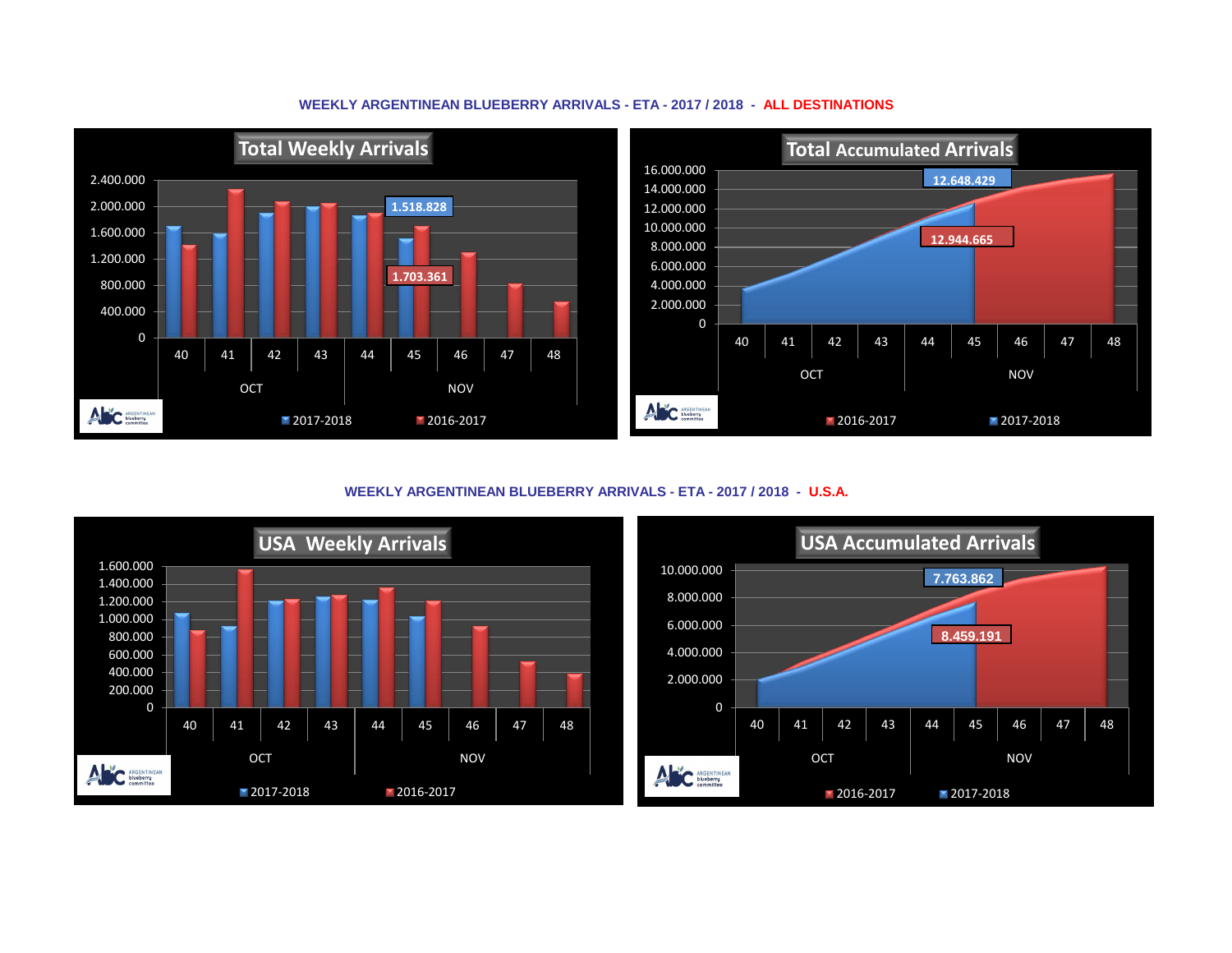## WEEKLY ARGENTINEAN BLUEBERRY ARRIVALS - ETA - 2017 / 2018 - ALL DESTINATIONS

**Total Weekly Arrivals**

2017-2018: 1.518.828 (week 45)

2016-2017: 1.703.361 (week 45)

**Total Accumulated Arrivals**

2017-2018: 12.648.429

2016-2017: 12.944.665

## WEEKLY ARGENTINEAN BLUEBERRY ARRIVALS - ETA - 2017 / 2018 - U.S.A.

**USA Weekly Arrivals**

**USA Accumulated Arrivals**

2017-2018: 7.763.862

2016-2017: 8.459.191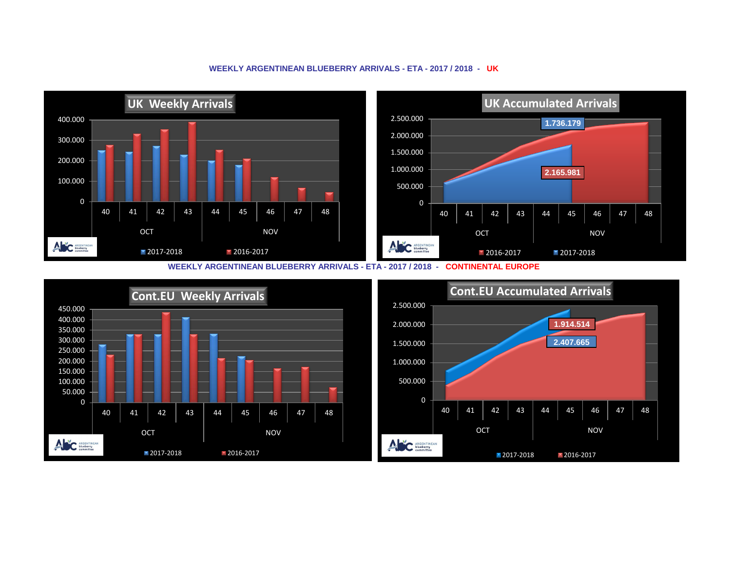## WEEKLY ARGENTINEAN BLUEBERRY ARRIVALS - ETA - 2017 / 2018 - UK

### UK Weekly Arrivals

400.000
300.000
200.000
100.000
0

40 41 42 43 44 45 46 47 48

OCT NOV

2017-2018 2016-2017

### UK Accumulated Arrivals

1.736.179

2.165.981

2.500.000
2.000.000
1.500.000
1.000.000
500.000
0

40 41 42 43 44 45 46 47 48

OCT NOV

2016-2017 2017-2018

## WEEKLY ARGENTINEAN BLUEBERRY ARRIVALS - ETA - 2017 / 2018 - CONTINENTAL EUROPE

### Cont.EU Weekly Arrivals

450.000
400.000
350.000
300.000
250.000
200.000
150.000
100.000
50.000
0

40 41 42 43 44 45 46 47 48

OCT NOV

2017-2018 2016-2017

### Cont.EU Accumulated Arrivals

1.914.514

2.407.665

2.500.000
2.000.000
1.500.000
1.000.000
500.000
0

40 41 42 43 44 45 46 47 48

OCT NOV

2017-2018 2016-2017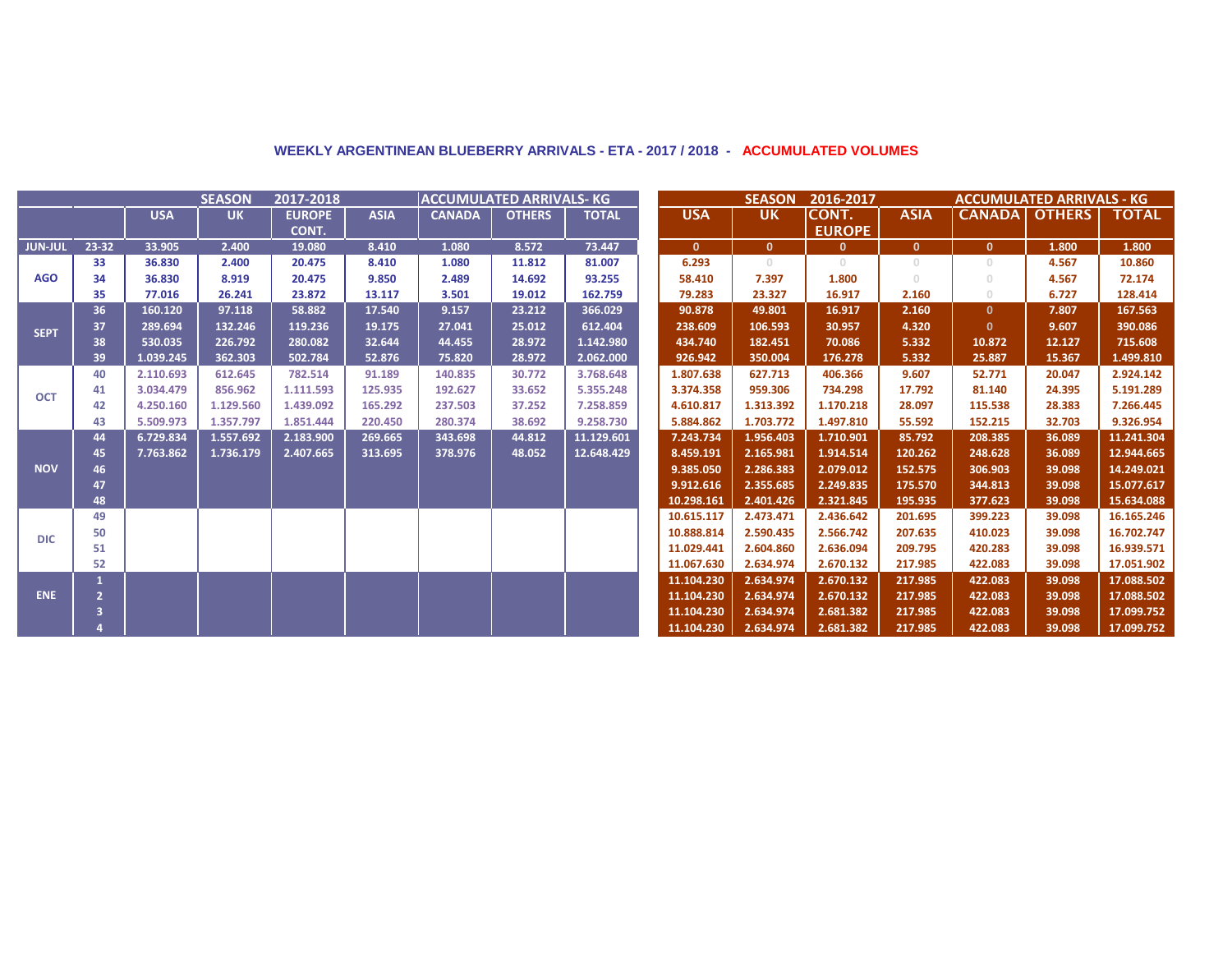## WEEKLY ARGENTINEAN BLUEBERRY ARRIVALS - ETA - 2017 / 2018 - ACCUMULATED VOLUMES

| | | SEASON 2017-2018 | | | | ACCUMULATED ARRIVALS- KG | | | SEASON 2016-2017 | | | | ACCUMULATED ARRIVALS - KG | | |
|---|---|---|---|---|---|---|---|---|---|---|---|---|---|---|---|
| | | USA | UK | EUROPE CONT. | ASIA | CANADA | OTHERS | TOTAL | USA | UK | CONT. EUROPE | ASIA | CANADA | OTHERS | TOTAL |
| JUN-JUL | 23-32 | 33.905 | 2.400 | 19.080 | 8.410 | 1.080 | 8.572 | 73.447 | 0 | 0 | 0 | 0 | 0 | 1.800 | 1.800 |
| AGO | 33 | 36.830 | 2.400 | 20.475 | 8.410 | 1.080 | 11.812 | 81.007 | 6.293 | 0 | 0 | 0 | 0 | 4.567 | 10.860 |
| | 34 | 36.830 | 8.919 | 20.475 | 9.850 | 2.489 | 14.692 | 93.255 | 58.410 | 7.397 | 1.800 | 0 | 0 | 4.567 | 72.174 |
| | 35 | 77.016 | 26.241 | 23.872 | 13.117 | 3.501 | 19.012 | 162.759 | 79.283 | 23.327 | 16.917 | 2.160 | 0 | 6.727 | 128.414 |
| SEPT | 36 | 160.120 | 97.118 | 58.882 | 17.540 | 9.157 | 23.212 | 366.029 | 90.878 | 49.801 | 16.917 | 2.160 | 0 | 7.807 | 167.563 |
| | 37 | 289.694 | 132.246 | 119.236 | 19.175 | 27.041 | 25.012 | 612.404 | 238.609 | 106.593 | 30.957 | 4.320 | 0 | 9.607 | 390.086 |
| | 38 | 530.035 | 226.792 | 280.082 | 32.644 | 44.455 | 28.972 | 1.142.980 | 434.740 | 182.451 | 70.086 | 5.332 | 10.872 | 12.127 | 715.608 |
| | 39 | 1.039.245 | 362.303 | 502.784 | 52.876 | 75.820 | 28.972 | 2.062.000 | 926.942 | 350.004 | 176.278 | 5.332 | 25.887 | 15.367 | 1.499.810 |
| OCT | 40 | 2.110.693 | 612.645 | 782.514 | 91.189 | 140.835 | 30.772 | 3.768.648 | 1.807.638 | 627.713 | 406.366 | 9.607 | 52.771 | 20.047 | 2.924.142 |
| | 41 | 3.034.479 | 856.962 | 1.111.593 | 125.935 | 192.627 | 33.652 | 5.355.248 | 3.374.358 | 959.306 | 734.298 | 17.792 | 81.140 | 24.395 | 5.191.289 |
| | 42 | 4.250.160 | 1.129.560 | 1.439.092 | 165.292 | 237.503 | 37.252 | 7.258.859 | 4.610.817 | 1.313.392 | 1.170.218 | 28.097 | 115.538 | 28.383 | 7.266.445 |
| | 43 | 5.509.973 | 1.357.797 | 1.851.444 | 220.450 | 280.374 | 38.692 | 9.258.730 | 5.884.862 | 1.703.772 | 1.497.810 | 55.592 | 152.215 | 32.703 | 9.326.954 |
| NOV | 44 | 6.729.834 | 1.557.692 | 2.183.900 | 269.665 | 343.698 | 44.812 | 11.129.601 | 7.243.734 | 1.956.403 | 1.710.901 | 85.792 | 208.385 | 36.089 | 11.241.304 |
| | 45 | 7.763.862 | 1.736.179 | 2.407.665 | 313.695 | 378.976 | 48.052 | 12.648.429 | 8.459.191 | 2.165.981 | 1.914.514 | 120.262 | 248.628 | 36.089 | 12.944.665 |
| | 46 | | | | | | | | 9.385.050 | 2.286.383 | 2.079.012 | 152.575 | 306.903 | 39.098 | 14.249.021 |
| | 47 | | | | | | | | 9.912.616 | 2.355.685 | 2.249.835 | 175.570 | 344.813 | 39.098 | 15.077.617 |
| | 48 | | | | | | | | 10.298.161 | 2.401.426 | 2.321.845 | 195.935 | 377.623 | 39.098 | 15.634.088 |
| DIC | 49 | | | | | | | | 10.615.117 | 2.473.471 | 2.436.642 | 201.695 | 399.223 | 39.098 | 16.165.246 |
| | 50 | | | | | | | | 10.888.814 | 2.590.435 | 2.566.742 | 207.635 | 410.023 | 39.098 | 16.702.747 |
| | 51 | | | | | | | | 11.029.441 | 2.604.860 | 2.636.094 | 209.795 | 420.283 | 39.098 | 16.939.571 |
| | 52 | | | | | | | | 11.067.630 | 2.634.974 | 2.670.132 | 217.985 | 422.083 | 39.098 | 17.051.902 |
| ENE | 1 | | | | | | | | 11.104.230 | 2.634.974 | 2.670.132 | 217.985 | 422.083 | 39.098 | 17.088.502 |
| | 2 | | | | | | | | 11.104.230 | 2.634.974 | 2.670.132 | 217.985 | 422.083 | 39.098 | 17.088.502 |
| | 3 | | | | | | | | 11.104.230 | 2.634.974 | 2.681.382 | 217.985 | 422.083 | 39.098 | 17.099.752 |
| | 4 | | | | | | | | 11.104.230 | 2.634.974 | 2.681.382 | 217.985 | 422.083 | 39.098 | 17.099.752 |